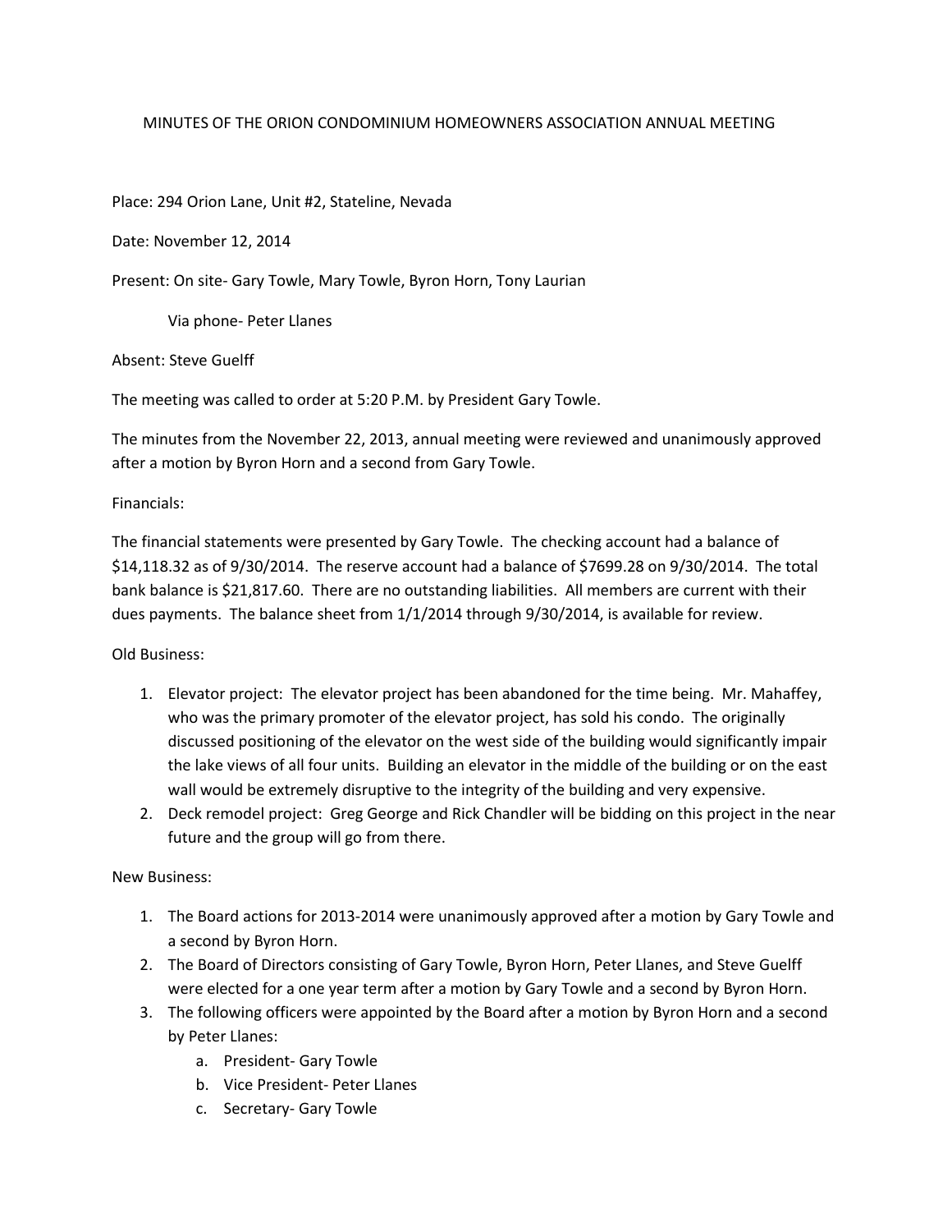# MINUTES OF THE ORION CONDOMINIUM HOMEOWNERS ASSOCIATION ANNUAL MEETING

Place: 294 Orion Lane, Unit #2, Stateline, Nevada

Date: November 12, 2014

Present: On site- Gary Towle, Mary Towle, Byron Horn, Tony Laurian

Via phone- Peter Llanes

Absent: Steve Guelff

The meeting was called to order at 5:20 P.M. by President Gary Towle.

The minutes from the November 22, 2013, annual meeting were reviewed and unanimously approved after a motion by Byron Horn and a second from Gary Towle.

Financials:

The financial statements were presented by Gary Towle. The checking account had a balance of $14,118.32 as of 9/30/2014. The reserve account had a balance of $7699.28 on 9/30/2014. The total bank balance is $21,817.60. There are no outstanding liabilities. All members are current with their dues payments. The balance sheet from 1/1/2014 through 9/30/2014, is available for review.

Old Business:

1. Elevator project: The elevator project has been abandoned for the time being. Mr. Mahaffey, who was the primary promoter of the elevator project, has sold his condo. The originally discussed positioning of the elevator on the west side of the building would significantly impair the lake views of all four units. Building an elevator in the middle of the building or on the east wall would be extremely disruptive to the integrity of the building and very expensive.
2. Deck remodel project: Greg George and Rick Chandler will be bidding on this project in the near future and the group will go from there.

New Business:

1. The Board actions for 2013-2014 were unanimously approved after a motion by Gary Towle and a second by Byron Horn.
2. The Board of Directors consisting of Gary Towle, Byron Horn, Peter Llanes, and Steve Guelff were elected for a one year term after a motion by Gary Towle and a second by Byron Horn.
3. The following officers were appointed by the Board after a motion by Byron Horn and a second by Peter Llanes:
    a. President- Gary Towle
    b. Vice President- Peter Llanes
    c. Secretary- Gary Towle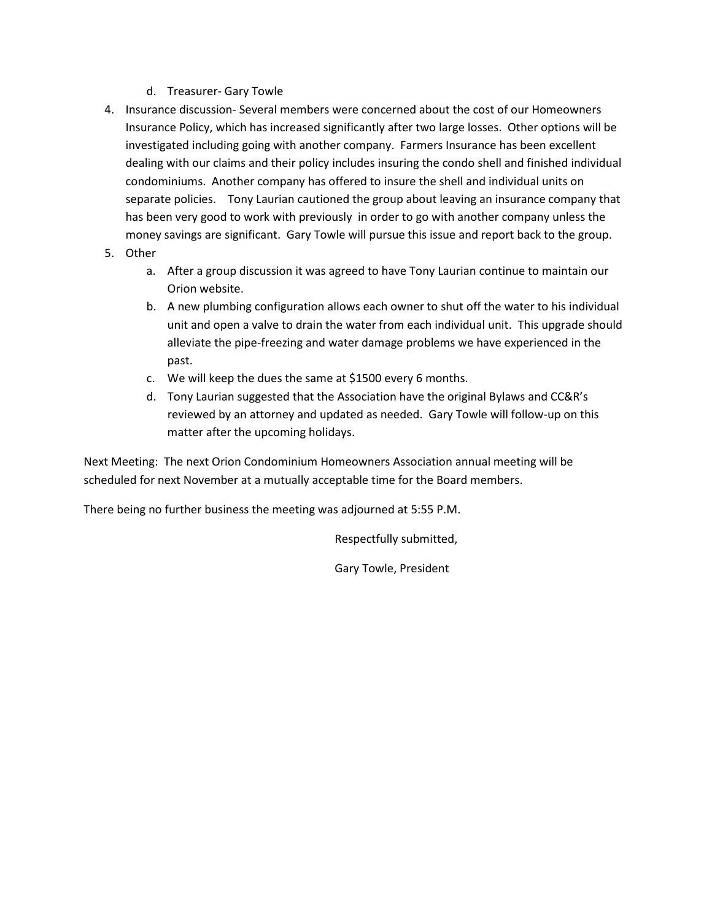d. Treasurer- Gary Towle

4. Insurance discussion- Several members were concerned about the cost of our Homeowners Insurance Policy, which has increased significantly after two large losses. Other options will be investigated including going with another company. Farmers Insurance has been excellent dealing with our claims and their policy includes insuring the condo shell and finished individual condominiums. Another company has offered to insure the shell and individual units on separate policies. Tony Laurian cautioned the group about leaving an insurance company that has been very good to work with previously in order to go with another company unless the money savings are significant. Gary Towle will pursue this issue and report back to the group.
5. Other
   a. After a group discussion it was agreed to have Tony Laurian continue to maintain our Orion website.
   b. A new plumbing configuration allows each owner to shut off the water to his individual unit and open a valve to drain the water from each individual unit. This upgrade should alleviate the pipe-freezing and water damage problems we have experienced in the past.
   c. We will keep the dues the same at $1500 every 6 months.
   d. Tony Laurian suggested that the Association have the original Bylaws and CC&R's reviewed by an attorney and updated as needed. Gary Towle will follow-up on this matter after the upcoming holidays.

Next Meeting: The next Orion Condominium Homeowners Association annual meeting will be scheduled for next November at a mutually acceptable time for the Board members.

There being no further business the meeting was adjourned at 5:55 P.M.

Respectfully submitted,

Gary Towle, President